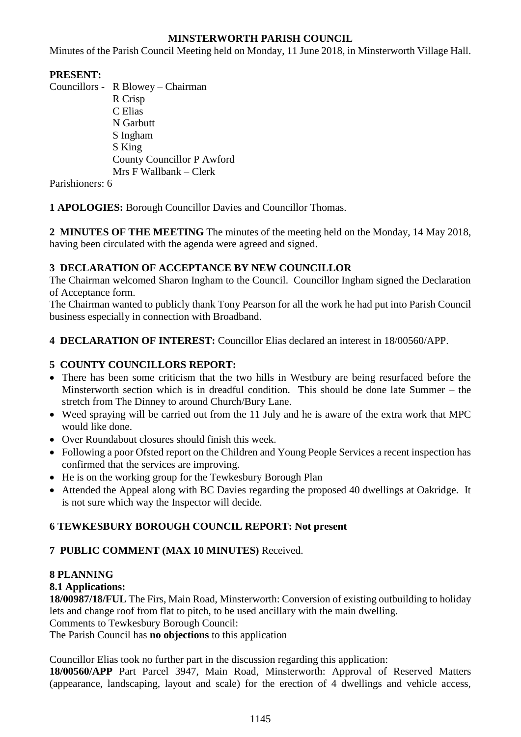**MINSTERWORTH PARISH COUNCIL**

Minutes of the Parish Council Meeting held on Monday, 11 June 2018, in Minsterworth Village Hall.

**PRESENT:**

Councillors - R Blowey – Chairman
R Crisp
C Elias
N Garbutt
S Ingham
S King
County Councillor P Awford
Mrs F Wallbank – Clerk

Parishioners: 6

**1 APOLOGIES:** Borough Councillor Davies and Councillor Thomas.

**2 MINUTES OF THE MEETING** The minutes of the meeting held on the Monday, 14 May 2018, having been circulated with the agenda were agreed and signed.

**3 DECLARATION OF ACCEPTANCE BY NEW COUNCILLOR**

The Chairman welcomed Sharon Ingham to the Council. Councillor Ingham signed the Declaration of Acceptance form.

The Chairman wanted to publicly thank Tony Pearson for all the work he had put into Parish Council business especially in connection with Broadband.

**4 DECLARATION OF INTEREST:** Councillor Elias declared an interest in 18/00560/APP.

**5 COUNTY COUNCILLORS REPORT:**

- There has been some criticism that the two hills in Westbury are being resurfaced before the Minsterworth section which is in dreadful condition. This should be done late Summer – the stretch from The Dinney to around Church/Bury Lane.
- Weed spraying will be carried out from the 11 July and he is aware of the extra work that MPC would like done.
- Over Roundabout closures should finish this week.
- Following a poor Ofsted report on the Children and Young People Services a recent inspection has confirmed that the services are improving.
- He is on the working group for the Tewkesbury Borough Plan
- Attended the Appeal along with BC Davies regarding the proposed 40 dwellings at Oakridge. It is not sure which way the Inspector will decide.

**6 TEWKESBURY BOROUGH COUNCIL REPORT: Not present**

**7 PUBLIC COMMENT (MAX 10 MINUTES)** Received.

**8 PLANNING**

**8.1 Applications:**

**18/00987/18/FUL** The Firs, Main Road, Minsterworth: Conversion of existing outbuilding to holiday lets and change roof from flat to pitch, to be used ancillary with the main dwelling.

Comments to Tewkesbury Borough Council:

The Parish Council has **no objections** to this application

Councillor Elias took no further part in the discussion regarding this application:

**18/00560/APP** Part Parcel 3947, Main Road, Minsterworth: Approval of Reserved Matters (appearance, landscaping, layout and scale) for the erection of 4 dwellings and vehicle access,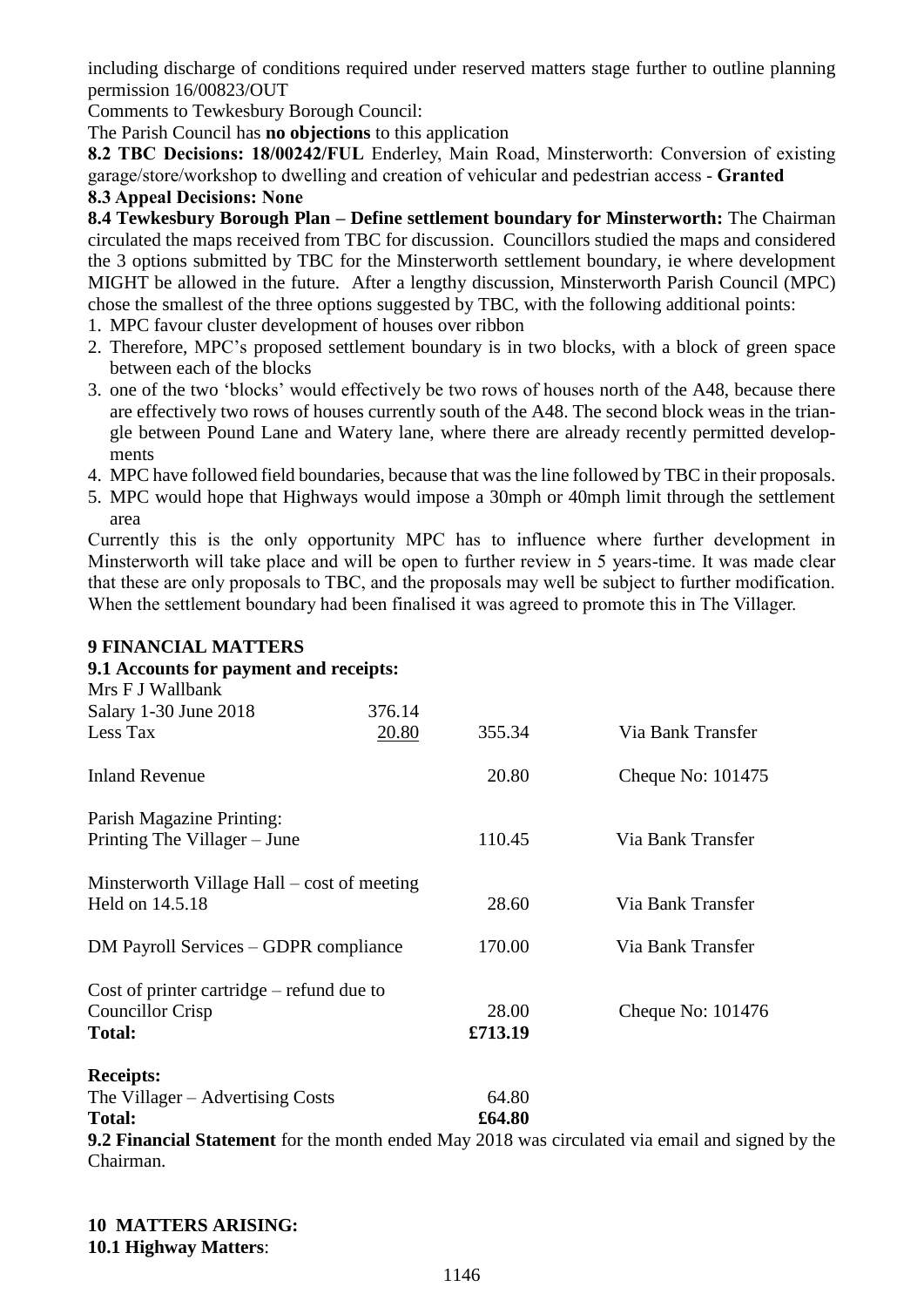including discharge of conditions required under reserved matters stage further to outline planning permission 16/00823/OUT

Comments to Tewkesbury Borough Council:

The Parish Council has **no objections** to this application

**8.2 TBC Decisions: 18/00242/FUL** Enderley, Main Road, Minsterworth: Conversion of existing garage/store/workshop to dwelling and creation of vehicular and pedestrian access - **Granted**

**8.3 Appeal Decisions: None**

**8.4 Tewkesbury Borough Plan – Define settlement boundary for Minsterworth:** The Chairman circulated the maps received from TBC for discussion. Councillors studied the maps and considered the 3 options submitted by TBC for the Minsterworth settlement boundary, ie where development MIGHT be allowed in the future. After a lengthy discussion, Minsterworth Parish Council (MPC) chose the smallest of the three options suggested by TBC, with the following additional points:

1. MPC favour cluster development of houses over ribbon
2. Therefore, MPC's proposed settlement boundary is in two blocks, with a block of green space between each of the blocks
3. one of the two 'blocks' would effectively be two rows of houses north of the A48, because there are effectively two rows of houses currently south of the A48. The second block weas in the triangle between Pound Lane and Watery lane, where there are already recently permitted developments
4. MPC have followed field boundaries, because that was the line followed by TBC in their proposals.
5. MPC would hope that Highways would impose a 30mph or 40mph limit through the settlement area

Currently this is the only opportunity MPC has to influence where further development in Minsterworth will take place and will be open to further review in 5 years-time. It was made clear that these are only proposals to TBC, and the proposals may well be subject to further modification. When the settlement boundary had been finalised it was agreed to promote this in The Villager.

## 9 FINANCIAL MATTERS

**9.1 Accounts for payment and receipts:**

| | | | |
|---|---|---|---|
| Mrs F J Wallbank | | | |
| Salary 1-30 June 2018 | 376.14 | | |
| Less Tax | 20.80 | 355.34 | Via Bank Transfer |
| Inland Revenue | | 20.80 | Cheque No: 101475 |
| Parish Magazine Printing: | | | |
| Printing The Villager – June | | 110.45 | Via Bank Transfer |
| Minsterworth Village Hall – cost of meeting | | | |
| Held on 14.5.18 | | 28.60 | Via Bank Transfer |
| DM Payroll Services – GDPR compliance | | 170.00 | Via Bank Transfer |
| Cost of printer cartridge – refund due to | | | |
| Councillor Crisp | | 28.00 | Cheque No: 101476 |
| **Total:** | | **£713.19** | |

**Receipts:**

| | |
|---|---|
| The Villager – Advertising Costs | 64.80 |
| **Total:** | **£64.80** |

**9.2 Financial Statement** for the month ended May 2018 was circulated via email and signed by the Chairman.

## 10 MATTERS ARISING:

**10.1 Highway Matters**: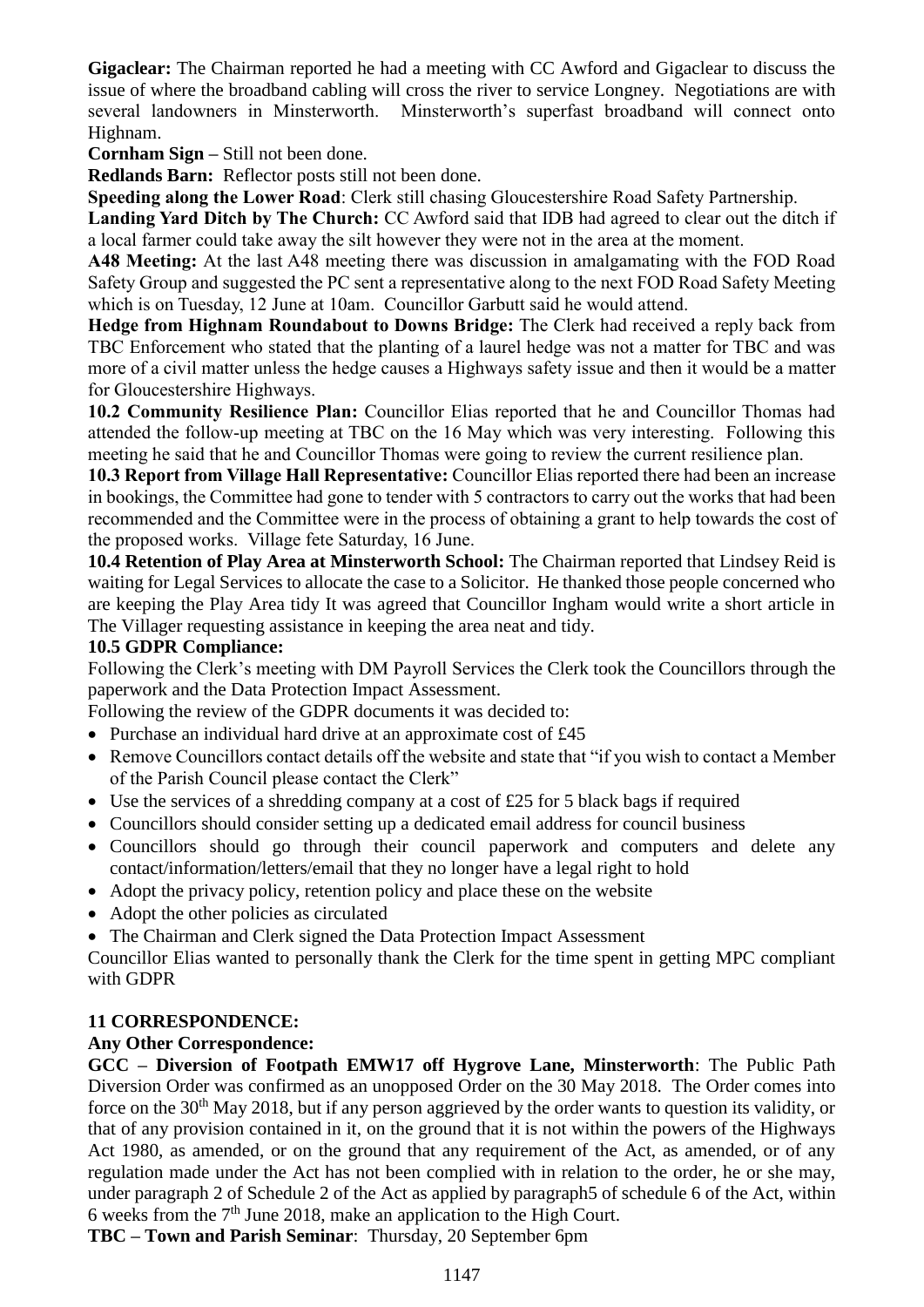**Gigaclear:** The Chairman reported he had a meeting with CC Awford and Gigaclear to discuss the issue of where the broadband cabling will cross the river to service Longney. Negotiations are with several landowners in Minsterworth. Minsterworth's superfast broadband will connect onto Highnam.

**Cornham Sign –** Still not been done.

**Redlands Barn:** Reflector posts still not been done.

**Speeding along the Lower Road**: Clerk still chasing Gloucestershire Road Safety Partnership.

**Landing Yard Ditch by The Church:** CC Awford said that IDB had agreed to clear out the ditch if a local farmer could take away the silt however they were not in the area at the moment.

**A48 Meeting:** At the last A48 meeting there was discussion in amalgamating with the FOD Road Safety Group and suggested the PC sent a representative along to the next FOD Road Safety Meeting which is on Tuesday, 12 June at 10am. Councillor Garbutt said he would attend.

**Hedge from Highnam Roundabout to Downs Bridge:** The Clerk had received a reply back from TBC Enforcement who stated that the planting of a laurel hedge was not a matter for TBC and was more of a civil matter unless the hedge causes a Highways safety issue and then it would be a matter for Gloucestershire Highways.

**10.2 Community Resilience Plan:** Councillor Elias reported that he and Councillor Thomas had attended the follow-up meeting at TBC on the 16 May which was very interesting. Following this meeting he said that he and Councillor Thomas were going to review the current resilience plan.

**10.3 Report from Village Hall Representative:** Councillor Elias reported there had been an increase in bookings, the Committee had gone to tender with 5 contractors to carry out the works that had been recommended and the Committee were in the process of obtaining a grant to help towards the cost of the proposed works. Village fete Saturday, 16 June.

**10.4 Retention of Play Area at Minsterworth School:** The Chairman reported that Lindsey Reid is waiting for Legal Services to allocate the case to a Solicitor. He thanked those people concerned who are keeping the Play Area tidy It was agreed that Councillor Ingham would write a short article in The Villager requesting assistance in keeping the area neat and tidy.

**10.5 GDPR Compliance:**

Following the Clerk's meeting with DM Payroll Services the Clerk took the Councillors through the paperwork and the Data Protection Impact Assessment.

Following the review of the GDPR documents it was decided to:

- Purchase an individual hard drive at an approximate cost of £45
- Remove Councillors contact details off the website and state that "if you wish to contact a Member of the Parish Council please contact the Clerk"
- Use the services of a shredding company at a cost of £25 for 5 black bags if required
- Councillors should consider setting up a dedicated email address for council business
- Councillors should go through their council paperwork and computers and delete any contact/information/letters/email that they no longer have a legal right to hold
- Adopt the privacy policy, retention policy and place these on the website
- Adopt the other policies as circulated
- The Chairman and Clerk signed the Data Protection Impact Assessment

Councillor Elias wanted to personally thank the Clerk for the time spent in getting MPC compliant with GDPR

**11 CORRESPONDENCE:**

**Any Other Correspondence:**

**GCC – Diversion of Footpath EMW17 off Hygrove Lane, Minsterworth**: The Public Path Diversion Order was confirmed as an unopposed Order on the 30 May 2018. The Order comes into force on the 30th May 2018, but if any person aggrieved by the order wants to question its validity, or that of any provision contained in it, on the ground that it is not within the powers of the Highways Act 1980, as amended, or on the ground that any requirement of the Act, as amended, or of any regulation made under the Act has not been complied with in relation to the order, he or she may, under paragraph 2 of Schedule 2 of the Act as applied by paragraph5 of schedule 6 of the Act, within 6 weeks from the 7th June 2018, make an application to the High Court.

**TBC – Town and Parish Seminar**: Thursday, 20 September 6pm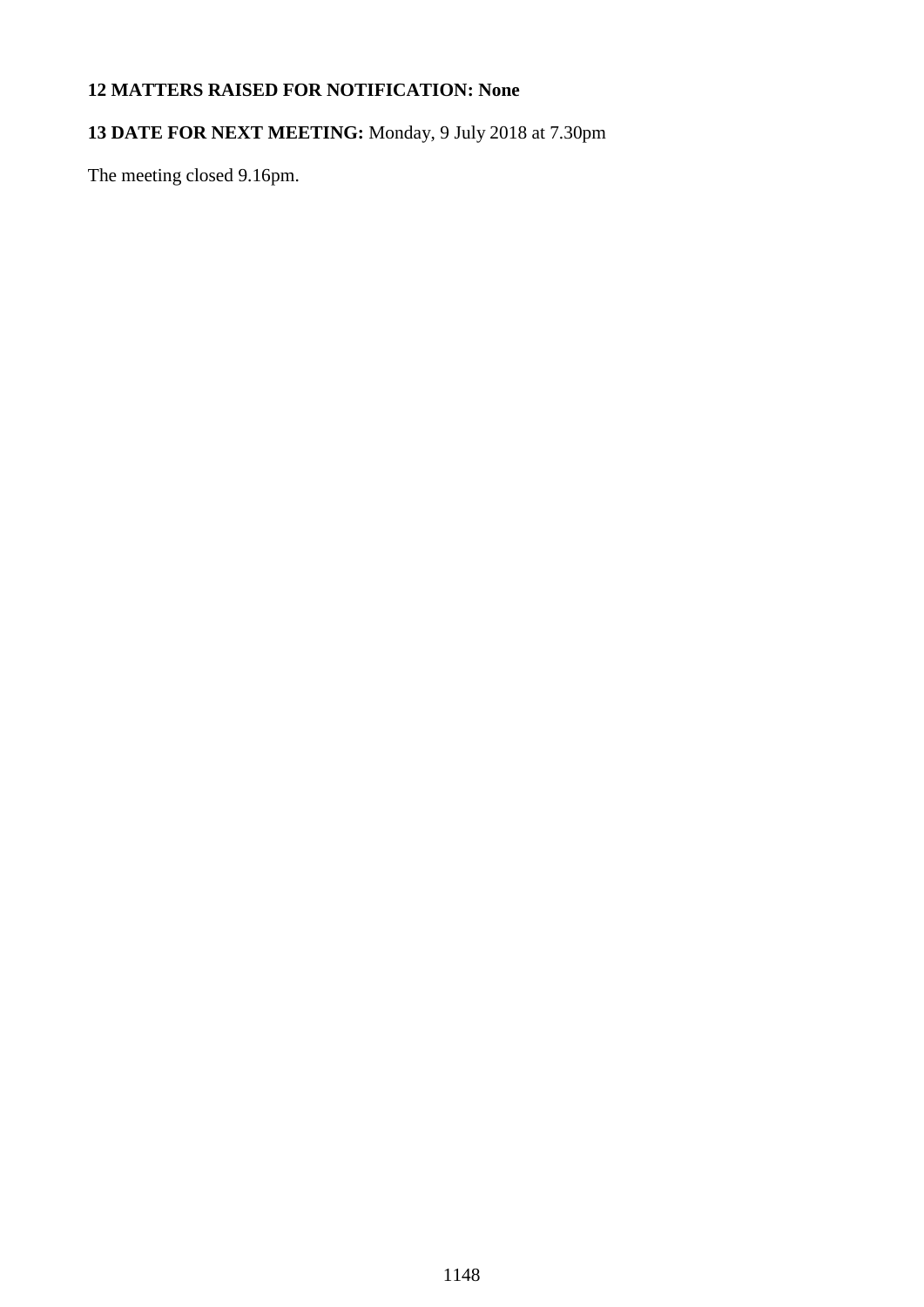**12 MATTERS RAISED FOR NOTIFICATION: None**

**13 DATE FOR NEXT MEETING:** Monday, 9 July 2018 at 7.30pm

The meeting closed 9.16pm.